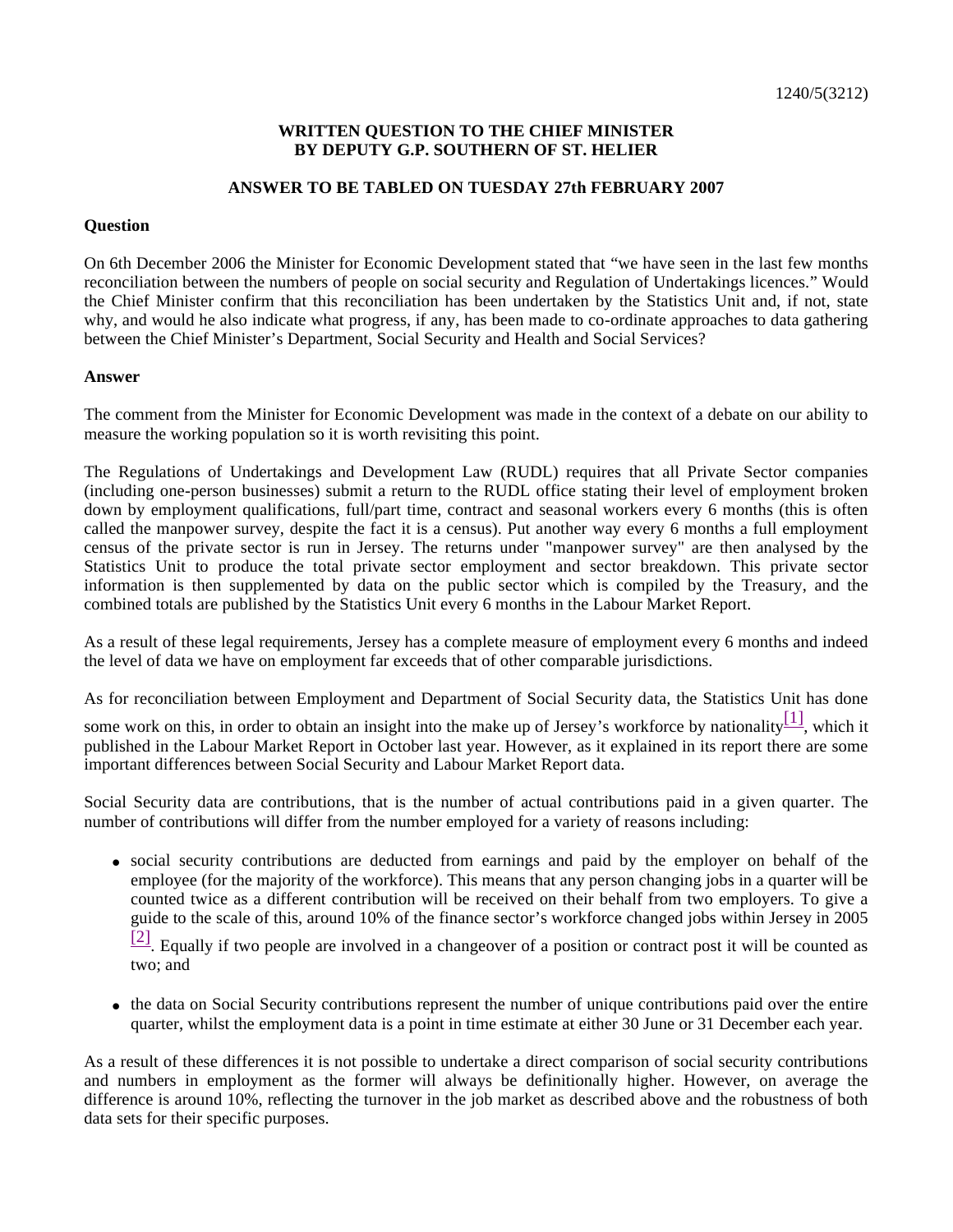1240/5(3212)

**WRITTEN QUESTION TO THE CHIEF MINISTER BY DEPUTY G.P. SOUTHERN OF ST. HELIER**

**ANSWER TO BE TABLED ON TUESDAY 27th FEBRUARY 2007**

**Question**

On 6th December 2006 the Minister for Economic Development stated that "we have seen in the last few months reconciliation between the numbers of people on social security and Regulation of Undertakings licences." Would the Chief Minister confirm that this reconciliation has been undertaken by the Statistics Unit and, if not, state why, and would he also indicate what progress, if any, has been made to co-ordinate approaches to data gathering between the Chief Minister's Department, Social Security and Health and Social Services?

**Answer**

The comment from the Minister for Economic Development was made in the context of a debate on our ability to measure the working population so it is worth revisiting this point.

The Regulations of Undertakings and Development Law (RUDL) requires that all Private Sector companies (including one-person businesses) submit a return to the RUDL office stating their level of employment broken down by employment qualifications, full/part time, contract and seasonal workers every 6 months (this is often called the manpower survey, despite the fact it is a census). Put another way every 6 months a full employment census of the private sector is run in Jersey. The returns under "manpower survey" are then analysed by the Statistics Unit to produce the total private sector employment and sector breakdown. This private sector information is then supplemented by data on the public sector which is compiled by the Treasury, and the combined totals are published by the Statistics Unit every 6 months in the Labour Market Report.

As a result of these legal requirements, Jersey has a complete measure of employment every 6 months and indeed the level of data we have on employment far exceeds that of other comparable jurisdictions.

As for reconciliation between Employment and Department of Social Security data, the Statistics Unit has done some work on this, in order to obtain an insight into the make up of Jersey's workforce by nationality[1], which it published in the Labour Market Report in October last year. However, as it explained in its report there are some important differences between Social Security and Labour Market Report data.

Social Security data are contributions, that is the number of actual contributions paid in a given quarter. The number of contributions will differ from the number employed for a variety of reasons including:

- social security contributions are deducted from earnings and paid by the employer on behalf of the employee (for the majority of the workforce). This means that any person changing jobs in a quarter will be counted twice as a different contribution will be received on their behalf from two employers. To give a guide to the scale of this, around 10% of the finance sector's workforce changed jobs within Jersey in 2005 [2]. Equally if two people are involved in a changeover of a position or contract post it will be counted as two; and
- the data on Social Security contributions represent the number of unique contributions paid over the entire quarter, whilst the employment data is a point in time estimate at either 30 June or 31 December each year.

As a result of these differences it is not possible to undertake a direct comparison of social security contributions and numbers in employment as the former will always be definitionally higher. However, on average the difference is around 10%, reflecting the turnover in the job market as described above and the robustness of both data sets for their specific purposes.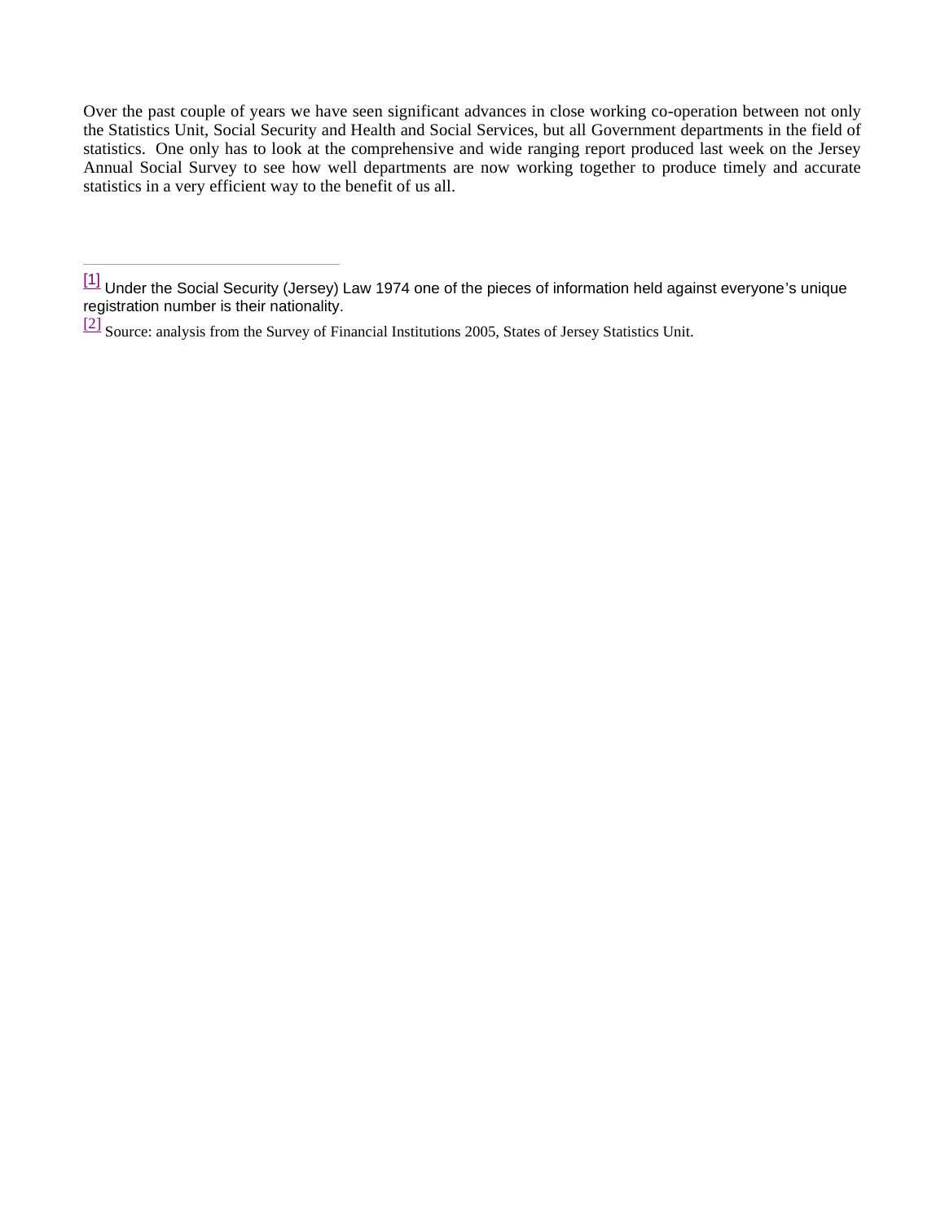Over the past couple of years we have seen significant advances in close working co-operation between not only the Statistics Unit, Social Security and Health and Social Services, but all Government departments in the field of statistics. One only has to look at the comprehensive and wide ranging report produced last week on the Jersey Annual Social Survey to see how well departments are now working together to produce timely and accurate statistics in a very efficient way to the benefit of us all.

---

[1] Under the Social Security (Jersey) Law 1974 one of the pieces of information held against everyone's unique registration number is their nationality.

[2] Source: analysis from the Survey of Financial Institutions 2005, States of Jersey Statistics Unit.